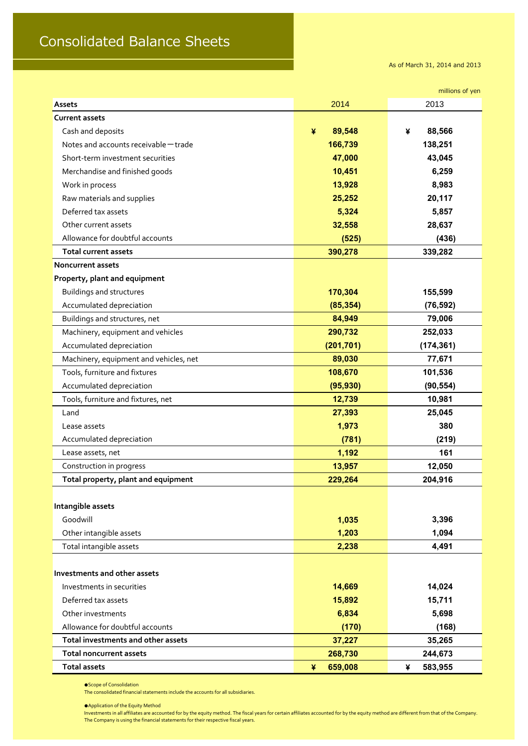# Consolidated Balance Sheets

As of March 31, 2014 and 2013

millions of yen

| Assets | 2014 | 2013 |
|---|---|---|
| **Current assets** | | |
| Cash and deposits | ¥ 89,548 | ¥ 88,566 |
| Notes and accounts receivable－trade | 166,739 | 138,251 |
| Short-term investment securities | 47,000 | 43,045 |
| Merchandise and finished goods | 10,451 | 6,259 |
| Work in process | 13,928 | 8,983 |
| Raw materials and supplies | 25,252 | 20,117 |
| Deferred tax assets | 5,324 | 5,857 |
| Other current assets | 32,558 | 28,637 |
| Allowance for doubtful accounts | (525) | (436) |
| **Total current assets** | 390,278 | 339,282 |
| **Noncurrent assets** | | |
| **Property, plant and equipment** | | |
| Buildings and structures | 170,304 | 155,599 |
| Accumulated depreciation | (85,354) | (76,592) |
| Buildings and structures, net | 84,949 | 79,006 |
| Machinery, equipment and vehicles | 290,732 | 252,033 |
| Accumulated depreciation | (201,701) | (174,361) |
| Machinery, equipment and vehicles, net | 89,030 | 77,671 |
| Tools, furniture and fixtures | 108,670 | 101,536 |
| Accumulated depreciation | (95,930) | (90,554) |
| Tools, furniture and fixtures, net | 12,739 | 10,981 |
| Land | 27,393 | 25,045 |
| Lease assets | 1,973 | 380 |
| Accumulated depreciation | (781) | (219) |
| Lease assets, net | 1,192 | 161 |
| Construction in progress | 13,957 | 12,050 |
| **Total property, plant and equipment** | 229,264 | 204,916 |
| **Intangible assets** | | |
| Goodwill | 1,035 | 3,396 |
| Other intangible assets | 1,203 | 1,094 |
| Total intangible assets | 2,238 | 4,491 |
| **Investments and other assets** | | |
| Investments in securities | 14,669 | 14,024 |
| Deferred tax assets | 15,892 | 15,711 |
| Other investments | 6,834 | 5,698 |
| Allowance for doubtful accounts | (170) | (168) |
| **Total investments and other assets** | 37,227 | 35,265 |
| **Total noncurrent assets** | 268,730 | 244,673 |
| **Total assets** | ¥ 659,008 | ¥ 583,955 |

●Scope of Consolidation
The consolidated financial statements include the accounts for all subsidiaries.

●Application of the Equity Method
Investments in all affiliates are accounted for by the equity method. The fiscal years for certain affiliates accounted for by the equity method are different from that of the Company. The Company is using the financial statements for their respective fiscal years.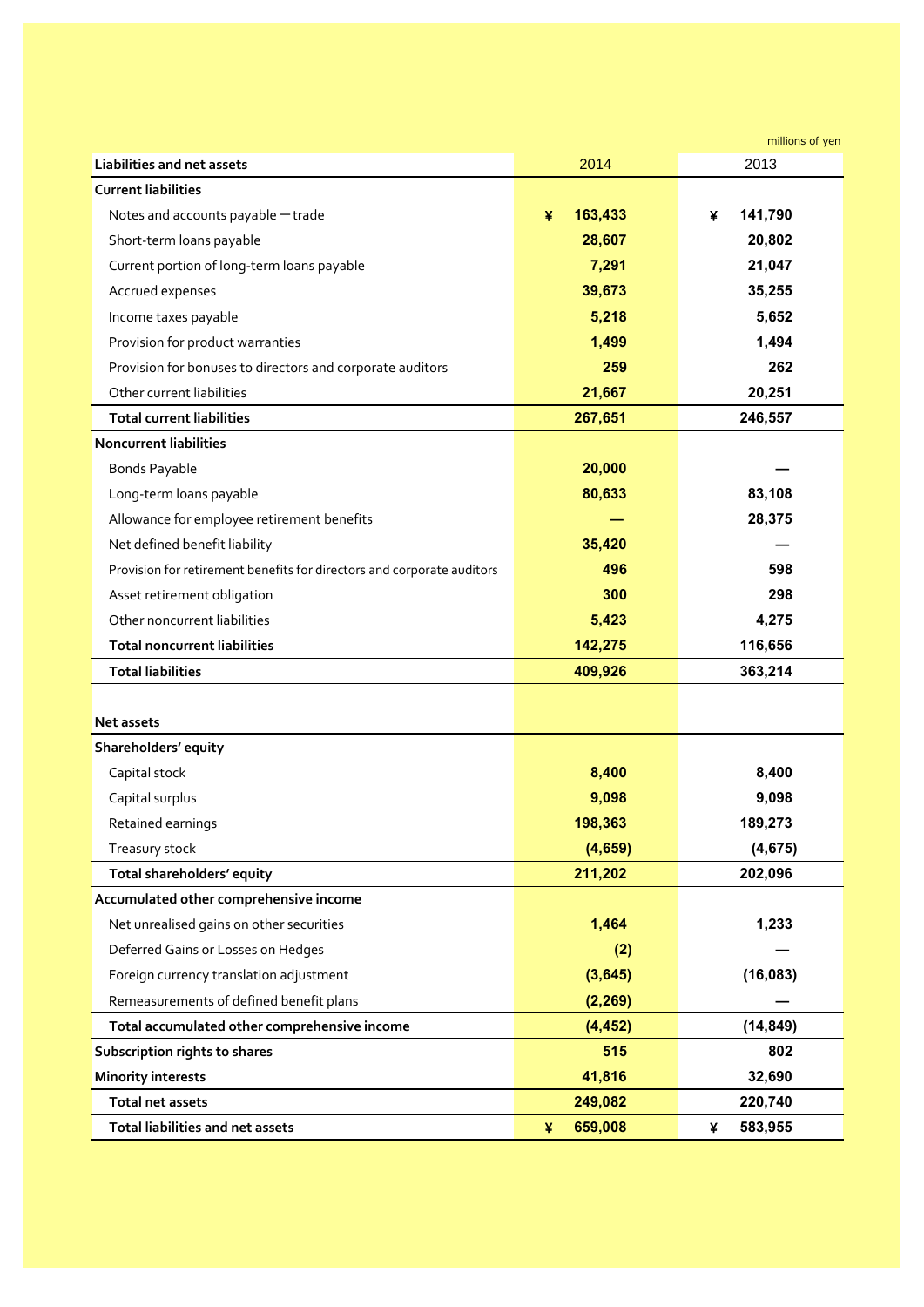millions of yen

| Liabilities and net assets | 2014 | 2013 |
|---|---|---|
| **Current liabilities** | | |
| Notes and accounts payable — trade | ¥ 163,433 | ¥ 141,790 |
| Short-term loans payable | 28,607 | 20,802 |
| Current portion of long-term loans payable | 7,291 | 21,047 |
| Accrued expenses | 39,673 | 35,255 |
| Income taxes payable | 5,218 | 5,652 |
| Provision for product warranties | 1,499 | 1,494 |
| Provision for bonuses to directors and corporate auditors | 259 | 262 |
| Other current liabilities | 21,667 | 20,251 |
| **Total current liabilities** | 267,651 | 246,557 |
| **Noncurrent liabilities** | | |
| Bonds Payable | 20,000 | — |
| Long-term loans payable | 80,633 | 83,108 |
| Allowance for employee retirement benefits | — | 28,375 |
| Net defined benefit liability | 35,420 | — |
| Provision for retirement benefits for directors and corporate auditors | 496 | 598 |
| Asset retirement obligation | 300 | 298 |
| Other noncurrent liabilities | 5,423 | 4,275 |
| **Total noncurrent liabilities** | 142,275 | 116,656 |
| **Total liabilities** | 409,926 | 363,214 |
| | | |
| **Net assets** | | |
| **Shareholders' equity** | | |
| Capital stock | 8,400 | 8,400 |
| Capital surplus | 9,098 | 9,098 |
| Retained earnings | 198,363 | 189,273 |
| Treasury stock | (4,659) | (4,675) |
| **Total shareholders' equity** | 211,202 | 202,096 |
| **Accumulated other comprehensive income** | | |
| Net unrealised gains on other securities | 1,464 | 1,233 |
| Deferred Gains or Losses on Hedges | (2) | — |
| Foreign currency translation adjustment | (3,645) | (16,083) |
| Remeasurements of defined benefit plans | (2,269) | — |
| **Total accumulated other comprehensive income** | (4,452) | (14,849) |
| **Subscription rights to shares** | 515 | 802 |
| **Minority interests** | 41,816 | 32,690 |
| **Total net assets** | 249,082 | 220,740 |
| **Total liabilities and net assets** | ¥ 659,008 | ¥ 583,955 |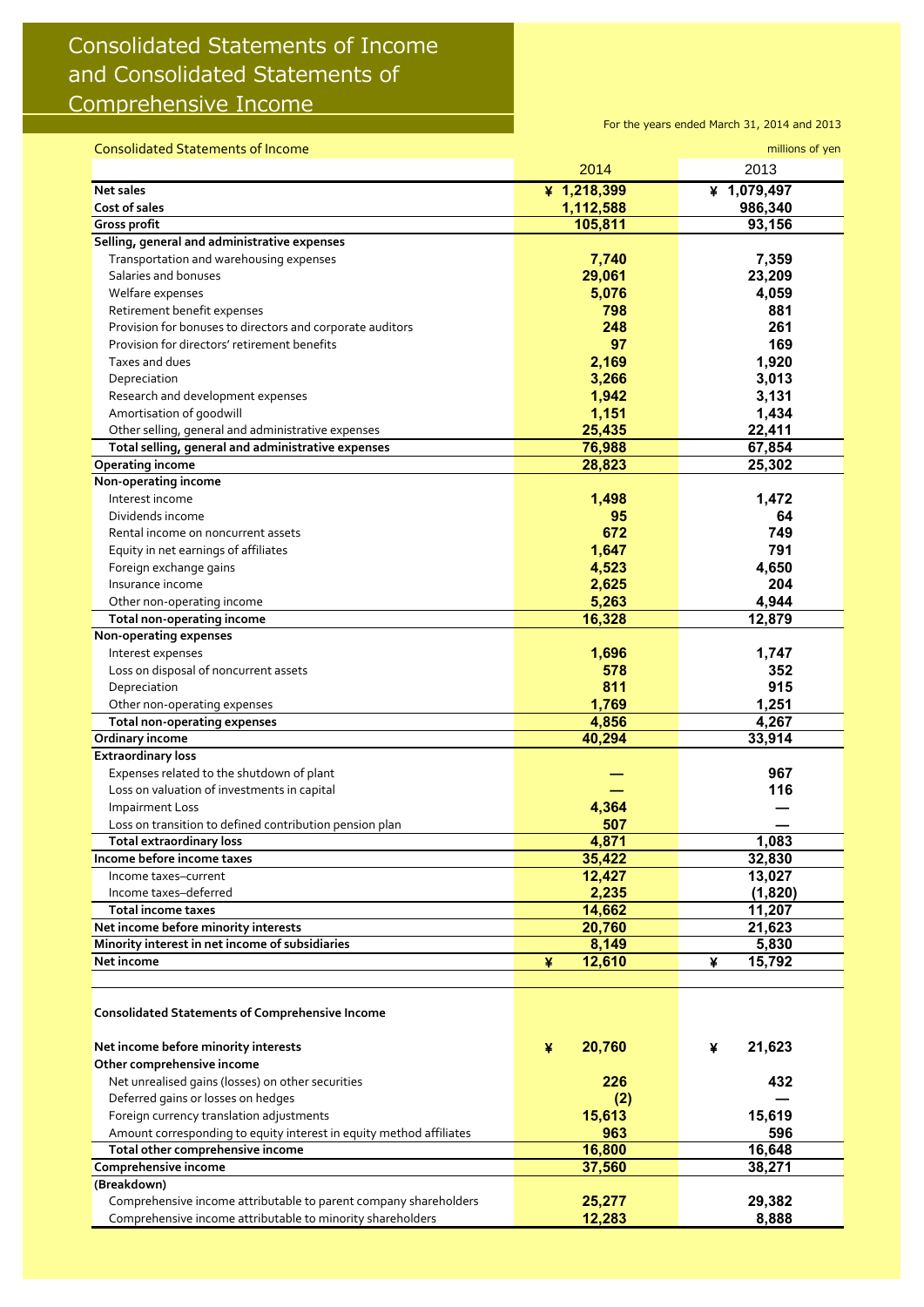# Consolidated Statements of Income and Consolidated Statements of Comprehensive Income

For the years ended March 31, 2014 and 2013

## Consolidated Statements of Income

millions of yen

| | 2014 | 2013 |
|---|---|---|
| **Net sales** | ¥ 1,218,399 | ¥ 1,079,497 |
| **Cost of sales** | 1,112,588 | 986,340 |
| **Gross profit** | 105,811 | 93,156 |
| **Selling, general and administrative expenses** | | |
| Transportation and warehousing expenses | 7,740 | 7,359 |
| Salaries and bonuses | 29,061 | 23,209 |
| Welfare expenses | 5,076 | 4,059 |
| Retirement benefit expenses | 798 | 881 |
| Provision for bonuses to directors and corporate auditors | 248 | 261 |
| Provision for directors' retirement benefits | 97 | 169 |
| Taxes and dues | 2,169 | 1,920 |
| Depreciation | 3,266 | 3,013 |
| Research and development expenses | 1,942 | 3,131 |
| Amortisation of goodwill | 1,151 | 1,434 |
| Other selling, general and administrative expenses | 25,435 | 22,411 |
| **Total selling, general and administrative expenses** | 76,988 | 67,854 |
| **Operating income** | 28,823 | 25,302 |
| **Non-operating income** | | |
| Interest income | 1,498 | 1,472 |
| Dividends income | 95 | 64 |
| Rental income on noncurrent assets | 672 | 749 |
| Equity in net earnings of affiliates | 1,647 | 791 |
| Foreign exchange gains | 4,523 | 4,650 |
| Insurance income | 2,625 | 204 |
| Other non-operating income | 5,263 | 4,944 |
| **Total non-operating income** | 16,328 | 12,879 |
| **Non-operating expenses** | | |
| Interest expenses | 1,696 | 1,747 |
| Loss on disposal of noncurrent assets | 578 | 352 |
| Depreciation | 811 | 915 |
| Other non-operating expenses | 1,769 | 1,251 |
| **Total non-operating expenses** | 4,856 | 4,267 |
| **Ordinary income** | 40,294 | 33,914 |
| **Extraordinary loss** | | |
| Expenses related to the shutdown of plant | — | 967 |
| Loss on valuation of investments in capital | — | 116 |
| Impairment Loss | 4,364 | — |
| Loss on transition to defined contribution pension plan | 507 | — |
| **Total extraordinary loss** | 4,871 | 1,083 |
| **Income before income taxes** | 35,422 | 32,830 |
| Income taxes–current | 12,427 | 13,027 |
| Income taxes–deferred | 2,235 | (1,820) |
| **Total income taxes** | 14,662 | 11,207 |
| **Net income before minority interests** | 20,760 | 21,623 |
| **Minority interest in net income of subsidiaries** | 8,149 | 5,830 |
| **Net income** | ¥ 12,610 | ¥ 15,792 |

## Consolidated Statements of Comprehensive Income

| | 2014 | 2013 |
|---|---|---|
| **Net income before minority interests** | ¥ 20,760 | ¥ 21,623 |
| **Other comprehensive income** | | |
| Net unrealised gains (losses) on other securities | 226 | 432 |
| Deferred gains or losses on hedges | (2) | — |
| Foreign currency translation adjustments | 15,613 | 15,619 |
| Amount corresponding to equity interest in equity method affiliates | 963 | 596 |
| **Total other comprehensive income** | 16,800 | 16,648 |
| **Comprehensive income** | 37,560 | 38,271 |
| **(Breakdown)** | | |
| Comprehensive income attributable to parent company shareholders | 25,277 | 29,382 |
| Comprehensive income attributable to minority shareholders | 12,283 | 8,888 |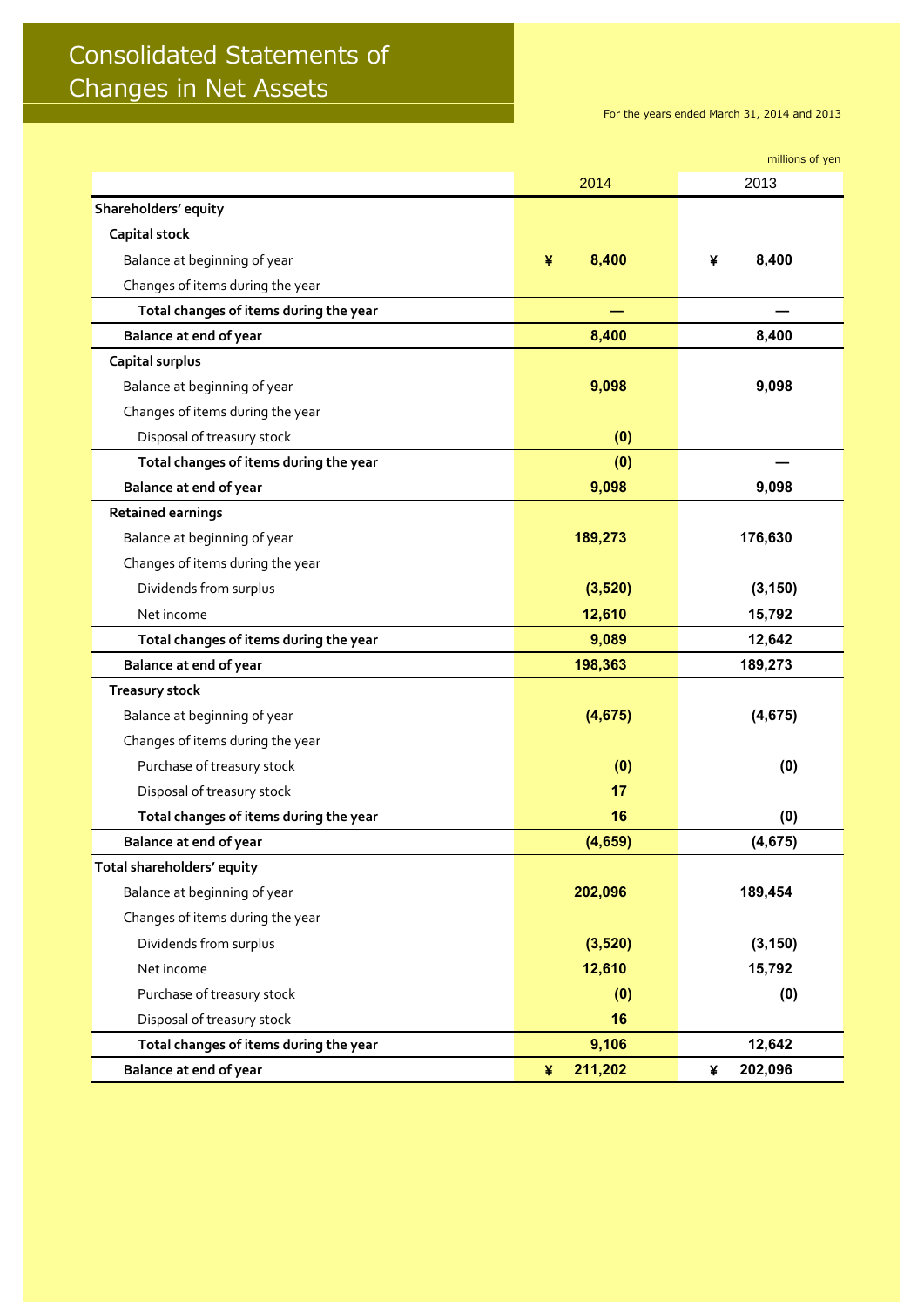# Consolidated Statements of Changes in Net Assets

For the years ended March 31, 2014 and 2013

millions of yen

| | 2014 | 2013 |
|---|---|---|
| **Shareholders' equity** | | |
| **Capital stock** | | |
| Balance at beginning of year | ¥ 8,400 | ¥ 8,400 |
| Changes of items during the year | | |
| **Total changes of items during the year** | — | — |
| **Balance at end of year** | 8,400 | 8,400 |
| **Capital surplus** | | |
| Balance at beginning of year | 9,098 | 9,098 |
| Changes of items during the year | | |
| Disposal of treasury stock | (0) | |
| **Total changes of items during the year** | (0) | — |
| **Balance at end of year** | 9,098 | 9,098 |
| **Retained earnings** | | |
| Balance at beginning of year | 189,273 | 176,630 |
| Changes of items during the year | | |
| Dividends from surplus | (3,520) | (3,150) |
| Net income | 12,610 | 15,792 |
| **Total changes of items during the year** | 9,089 | 12,642 |
| **Balance at end of year** | 198,363 | 189,273 |
| **Treasury stock** | | |
| Balance at beginning of year | (4,675) | (4,675) |
| Changes of items during the year | | |
| Purchase of treasury stock | (0) | (0) |
| Disposal of treasury stock | 17 | |
| **Total changes of items during the year** | 16 | (0) |
| **Balance at end of year** | (4,659) | (4,675) |
| **Total shareholders' equity** | | |
| Balance at beginning of year | 202,096 | 189,454 |
| Changes of items during the year | | |
| Dividends from surplus | (3,520) | (3,150) |
| Net income | 12,610 | 15,792 |
| Purchase of treasury stock | (0) | (0) |
| Disposal of treasury stock | 16 | |
| **Total changes of items during the year** | 9,106 | 12,642 |
| **Balance at end of year** | ¥ 211,202 | ¥ 202,096 |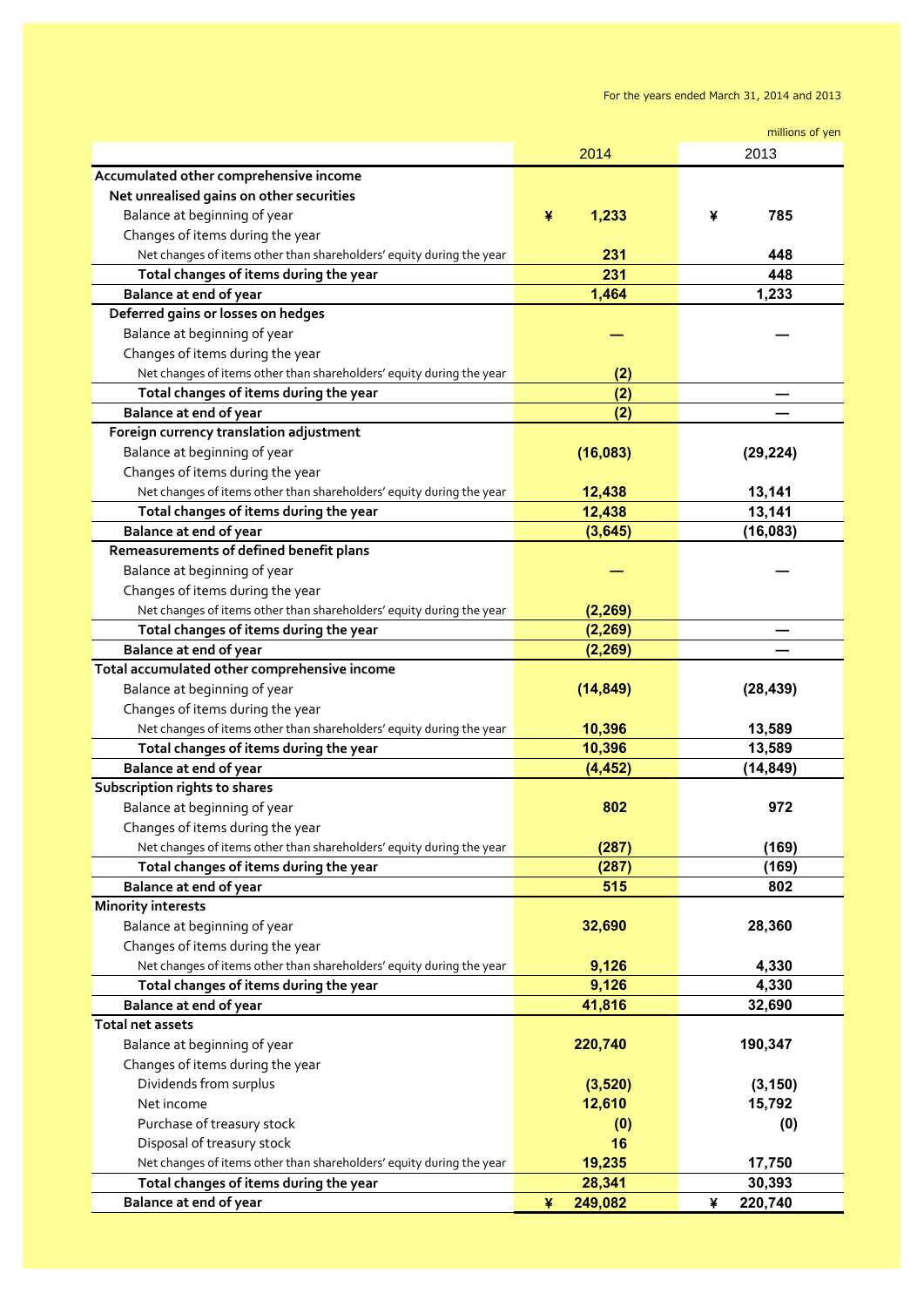For the years ended March 31, 2014 and 2013

millions of yen

| | 2014 | 2013 |
|---|---|---|
| **Accumulated other comprehensive income** | | |
| **Net unrealised gains on other securities** | | |
| Balance at beginning of year | ¥ 1,233 | ¥ 785 |
| Changes of items during the year | | |
| Net changes of items other than shareholders' equity during the year | 231 | 448 |
| **Total changes of items during the year** | 231 | 448 |
| **Balance at end of year** | 1,464 | 1,233 |
| **Deferred gains or losses on hedges** | | |
| Balance at beginning of year | — | — |
| Changes of items during the year | | |
| Net changes of items other than shareholders' equity during the year | (2) | |
| **Total changes of items during the year** | (2) | — |
| **Balance at end of year** | (2) | — |
| **Foreign currency translation adjustment** | | |
| Balance at beginning of year | (16,083) | (29,224) |
| Changes of items during the year | | |
| Net changes of items other than shareholders' equity during the year | 12,438 | 13,141 |
| **Total changes of items during the year** | 12,438 | 13,141 |
| **Balance at end of year** | (3,645) | (16,083) |
| **Remeasurements of defined benefit plans** | | |
| Balance at beginning of year | — | — |
| Changes of items during the year | | |
| Net changes of items other than shareholders' equity during the year | (2,269) | |
| **Total changes of items during the year** | (2,269) | — |
| **Balance at end of year** | (2,269) | — |
| **Total accumulated other comprehensive income** | | |
| Balance at beginning of year | (14,849) | (28,439) |
| Changes of items during the year | | |
| Net changes of items other than shareholders' equity during the year | 10,396 | 13,589 |
| **Total changes of items during the year** | 10,396 | 13,589 |
| **Balance at end of year** | (4,452) | (14,849) |
| **Subscription rights to shares** | | |
| Balance at beginning of year | 802 | 972 |
| Changes of items during the year | | |
| Net changes of items other than shareholders' equity during the year | (287) | (169) |
| **Total changes of items during the year** | (287) | (169) |
| **Balance at end of year** | 515 | 802 |
| **Minority interests** | | |
| Balance at beginning of year | 32,690 | 28,360 |
| Changes of items during the year | | |
| Net changes of items other than shareholders' equity during the year | 9,126 | 4,330 |
| **Total changes of items during the year** | 9,126 | 4,330 |
| **Balance at end of year** | 41,816 | 32,690 |
| **Total net assets** | | |
| Balance at beginning of year | 220,740 | 190,347 |
| Changes of items during the year | | |
| Dividends from surplus | (3,520) | (3,150) |
| Net income | 12,610 | 15,792 |
| Purchase of treasury stock | (0) | (0) |
| Disposal of treasury stock | 16 | |
| Net changes of items other than shareholders' equity during the year | 19,235 | 17,750 |
| **Total changes of items during the year** | 28,341 | 30,393 |
| **Balance at end of year** | ¥ 249,082 | ¥ 220,740 |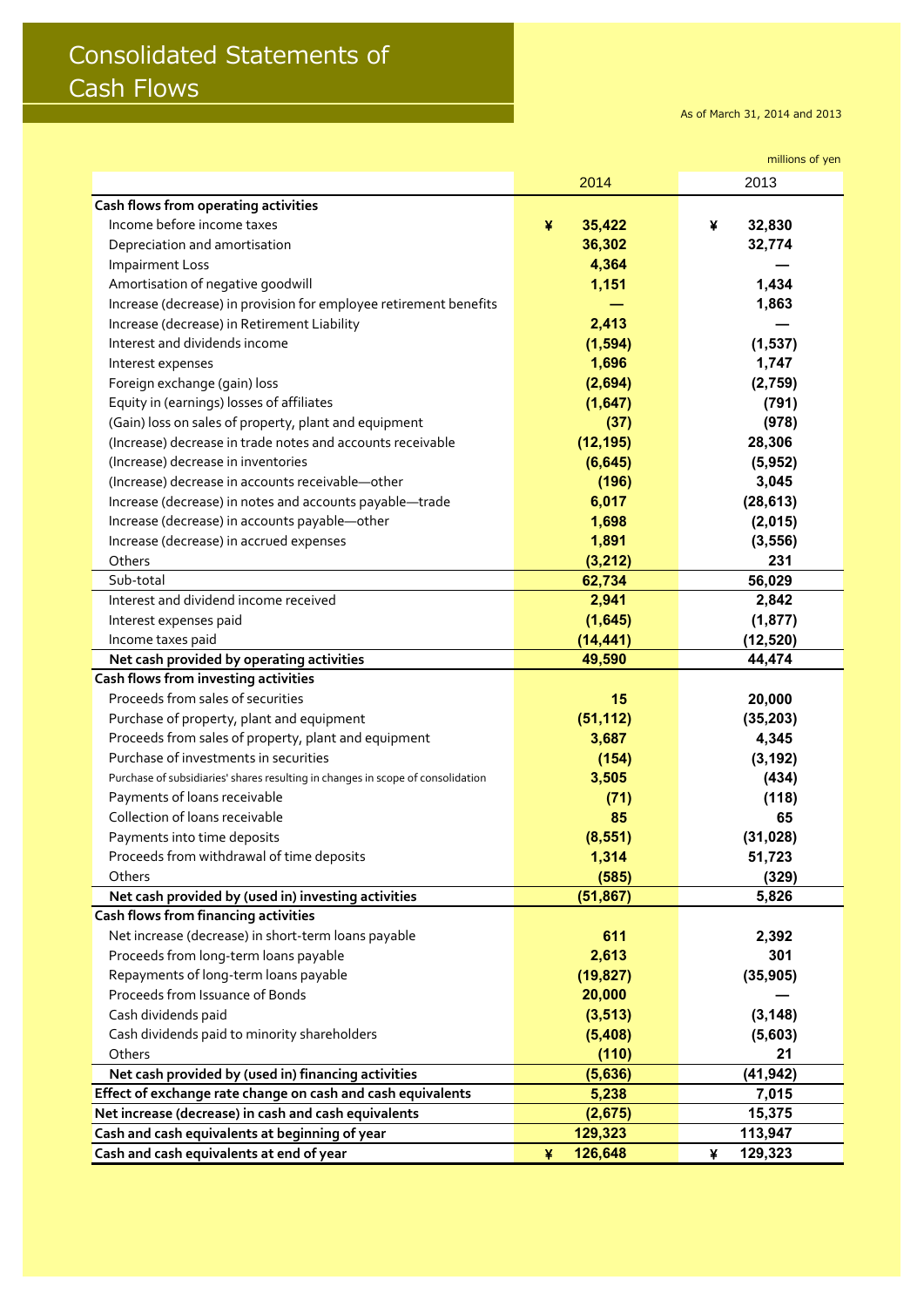# Consolidated Statements of Cash Flows

As of March 31, 2014 and 2013

millions of yen

| | 2014 | 2013 |
|---|---|---|
| **Cash flows from operating activities** | | |
| Income before income taxes | ¥ 35,422 | ¥ 32,830 |
| Depreciation and amortisation | 36,302 | 32,774 |
| Impairment Loss | 4,364 | — |
| Amortisation of negative goodwill | 1,151 | 1,434 |
| Increase (decrease) in provision for employee retirement benefits | — | 1,863 |
| Increase (decrease) in Retirement Liability | 2,413 | — |
| Interest and dividends income | (1,594) | (1,537) |
| Interest expenses | 1,696 | 1,747 |
| Foreign exchange (gain) loss | (2,694) | (2,759) |
| Equity in (earnings) losses of affiliates | (1,647) | (791) |
| (Gain) loss on sales of property, plant and equipment | (37) | (978) |
| (Increase) decrease in trade notes and accounts receivable | (12,195) | 28,306 |
| (Increase) decrease in inventories | (6,645) | (5,952) |
| (Increase) decrease in accounts receivable—other | (196) | 3,045 |
| Increase (decrease) in notes and accounts payable—trade | 6,017 | (28,613) |
| Increase (decrease) in accounts payable—other | 1,698 | (2,015) |
| Increase (decrease) in accrued expenses | 1,891 | (3,556) |
| Others | (3,212) | 231 |
| Sub-total | 62,734 | 56,029 |
| Interest and dividend income received | 2,941 | 2,842 |
| Interest expenses paid | (1,645) | (1,877) |
| Income taxes paid | (14,441) | (12,520) |
| **Net cash provided by operating activities** | 49,590 | 44,474 |
| **Cash flows from investing activities** | | |
| Proceeds from sales of securities | 15 | 20,000 |
| Purchase of property, plant and equipment | (51,112) | (35,203) |
| Proceeds from sales of property, plant and equipment | 3,687 | 4,345 |
| Purchase of investments in securities | (154) | (3,192) |
| Purchase of subsidiaries' shares resulting in changes in scope of consolidation | 3,505 | (434) |
| Payments of loans receivable | (71) | (118) |
| Collection of loans receivable | 85 | 65 |
| Payments into time deposits | (8,551) | (31,028) |
| Proceeds from withdrawal of time deposits | 1,314 | 51,723 |
| Others | (585) | (329) |
| **Net cash provided by (used in) investing activities** | (51,867) | 5,826 |
| **Cash flows from financing activities** | | |
| Net increase (decrease) in short-term loans payable | 611 | 2,392 |
| Proceeds from long-term loans payable | 2,613 | 301 |
| Repayments of long-term loans payable | (19,827) | (35,905) |
| Proceeds from Issuance of Bonds | 20,000 | — |
| Cash dividends paid | (3,513) | (3,148) |
| Cash dividends paid to minority shareholders | (5,408) | (5,603) |
| Others | (110) | 21 |
| **Net cash provided by (used in) financing activities** | (5,636) | (41,942) |
| **Effect of exchange rate change on cash and cash equivalents** | 5,238 | 7,015 |
| **Net increase (decrease) in cash and cash equivalents** | (2,675) | 15,375 |
| **Cash and cash equivalents at beginning of year** | 129,323 | 113,947 |
| **Cash and cash equivalents at end of year** | ¥ 126,648 | ¥ 129,323 |